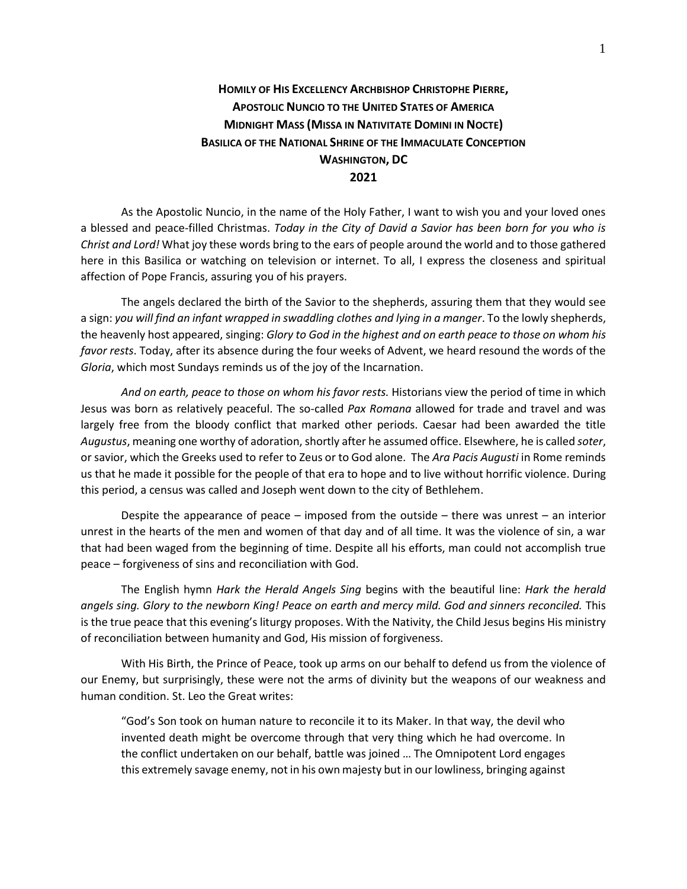# HOMILY OF HIS EXCELLENCY ARCHBISHOP CHRISTOPHE PIERRE,
# APOSTOLIC NUNCIO TO THE UNITED STATES OF AMERICA
# MIDNIGHT MASS (MISSA IN NATIVITATE DOMINI IN NOCTE)
# BASILICA OF THE NATIONAL SHRINE OF THE IMMACULATE CONCEPTION
# WASHINGTON, DC
# 2021

As the Apostolic Nuncio, in the name of the Holy Father, I want to wish you and your loved ones a blessed and peace-filled Christmas. *Today in the City of David a Savior has been born for you who is Christ and Lord!* What joy these words bring to the ears of people around the world and to those gathered here in this Basilica or watching on television or internet. To all, I express the closeness and spiritual affection of Pope Francis, assuring you of his prayers.

The angels declared the birth of the Savior to the shepherds, assuring them that they would see a sign: *you will find an infant wrapped in swaddling clothes and lying in a manger*. To the lowly shepherds, the heavenly host appeared, singing: *Glory to God in the highest and on earth peace to those on whom his favor rests*. Today, after its absence during the four weeks of Advent, we heard resound the words of the *Gloria*, which most Sundays reminds us of the joy of the Incarnation.

*And on earth, peace to those on whom his favor rests.* Historians view the period of time in which Jesus was born as relatively peaceful. The so-called *Pax Romana* allowed for trade and travel and was largely free from the bloody conflict that marked other periods. Caesar had been awarded the title *Augustus*, meaning one worthy of adoration, shortly after he assumed office. Elsewhere, he is called *soter*, or savior, which the Greeks used to refer to Zeus or to God alone. The *Ara Pacis Augusti* in Rome reminds us that he made it possible for the people of that era to hope and to live without horrific violence. During this period, a census was called and Joseph went down to the city of Bethlehem.

Despite the appearance of peace – imposed from the outside – there was unrest – an interior unrest in the hearts of the men and women of that day and of all time. It was the violence of sin, a war that had been waged from the beginning of time. Despite all his efforts, man could not accomplish true peace – forgiveness of sins and reconciliation with God.

The English hymn *Hark the Herald Angels Sing* begins with the beautiful line: *Hark the herald angels sing. Glory to the newborn King! Peace on earth and mercy mild. God and sinners reconciled.* This is the true peace that this evening's liturgy proposes. With the Nativity, the Child Jesus begins His ministry of reconciliation between humanity and God, His mission of forgiveness.

With His Birth, the Prince of Peace, took up arms on our behalf to defend us from the violence of our Enemy, but surprisingly, these were not the arms of divinity but the weapons of our weakness and human condition. St. Leo the Great writes:

> "God's Son took on human nature to reconcile it to its Maker. In that way, the devil who invented death might be overcome through that very thing which he had overcome. In the conflict undertaken on our behalf, battle was joined … The Omnipotent Lord engages this extremely savage enemy, not in his own majesty but in our lowliness, bringing against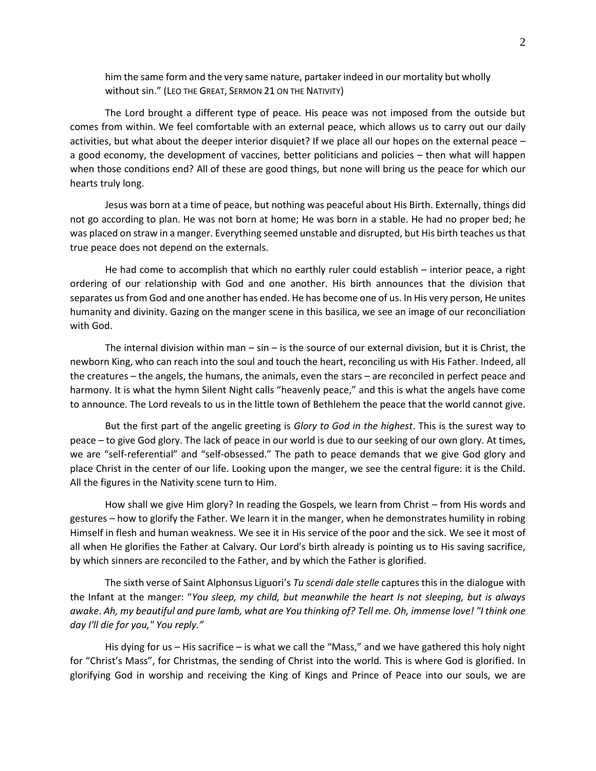him the same form and the very same nature, partaker indeed in our mortality but wholly without sin." (LEO THE GREAT, SERMON 21 ON THE NATIVITY)

The Lord brought a different type of peace. His peace was not imposed from the outside but comes from within. We feel comfortable with an external peace, which allows us to carry out our daily activities, but what about the deeper interior disquiet? If we place all our hopes on the external peace – a good economy, the development of vaccines, better politicians and policies – then what will happen when those conditions end? All of these are good things, but none will bring us the peace for which our hearts truly long.

Jesus was born at a time of peace, but nothing was peaceful about His Birth. Externally, things did not go according to plan. He was not born at home; He was born in a stable. He had no proper bed; he was placed on straw in a manger. Everything seemed unstable and disrupted, but His birth teaches us that true peace does not depend on the externals.

He had come to accomplish that which no earthly ruler could establish – interior peace, a right ordering of our relationship with God and one another. His birth announces that the division that separates us from God and one another has ended. He has become one of us. In His very person, He unites humanity and divinity. Gazing on the manger scene in this basilica, we see an image of our reconciliation with God.

The internal division within man – sin – is the source of our external division, but it is Christ, the newborn King, who can reach into the soul and touch the heart, reconciling us with His Father. Indeed, all the creatures – the angels, the humans, the animals, even the stars – are reconciled in perfect peace and harmony. It is what the hymn Silent Night calls "heavenly peace," and this is what the angels have come to announce. The Lord reveals to us in the little town of Bethlehem the peace that the world cannot give.

But the first part of the angelic greeting is *Glory to God in the highest*. This is the surest way to peace – to give God glory. The lack of peace in our world is due to our seeking of our own glory. At times, we are "self-referential" and "self-obsessed." The path to peace demands that we give God glory and place Christ in the center of our life. Looking upon the manger, we see the central figure: it is the Child. All the figures in the Nativity scene turn to Him.

How shall we give Him glory? In reading the Gospels, we learn from Christ – from His words and gestures – how to glorify the Father. We learn it in the manger, when he demonstrates humility in robing Himself in flesh and human weakness. We see it in His service of the poor and the sick. We see it most of all when He glorifies the Father at Calvary. Our Lord's birth already is pointing us to His saving sacrifice, by which sinners are reconciled to the Father, and by which the Father is glorified.

The sixth verse of Saint Alphonsus Liguori's *Tu scendi dale stelle* captures this in the dialogue with the Infant at the manger: "*You sleep, my child, but meanwhile the heart Is not sleeping, but is always awake*. *Ah, my beautiful and pure lamb, what are You thinking of? Tell me. Oh, immense love! "I think one day I'll die for you," You reply."*

His dying for us – His sacrifice – is what we call the "Mass," and we have gathered this holy night for "Christ's Mass", for Christmas, the sending of Christ into the world. This is where God is glorified. In glorifying God in worship and receiving the King of Kings and Prince of Peace into our souls, we are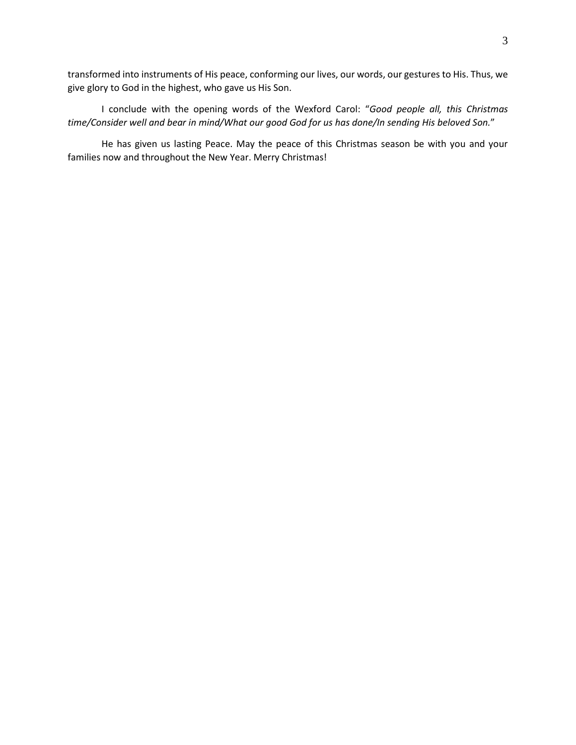transformed into instruments of His peace, conforming our lives, our words, our gestures to His. Thus, we give glory to God in the highest, who gave us His Son.

I conclude with the opening words of the Wexford Carol: "*Good people all, this Christmas time/Consider well and bear in mind/What our good God for us has done/In sending His beloved Son.*"

He has given us lasting Peace. May the peace of this Christmas season be with you and your families now and throughout the New Year. Merry Christmas!